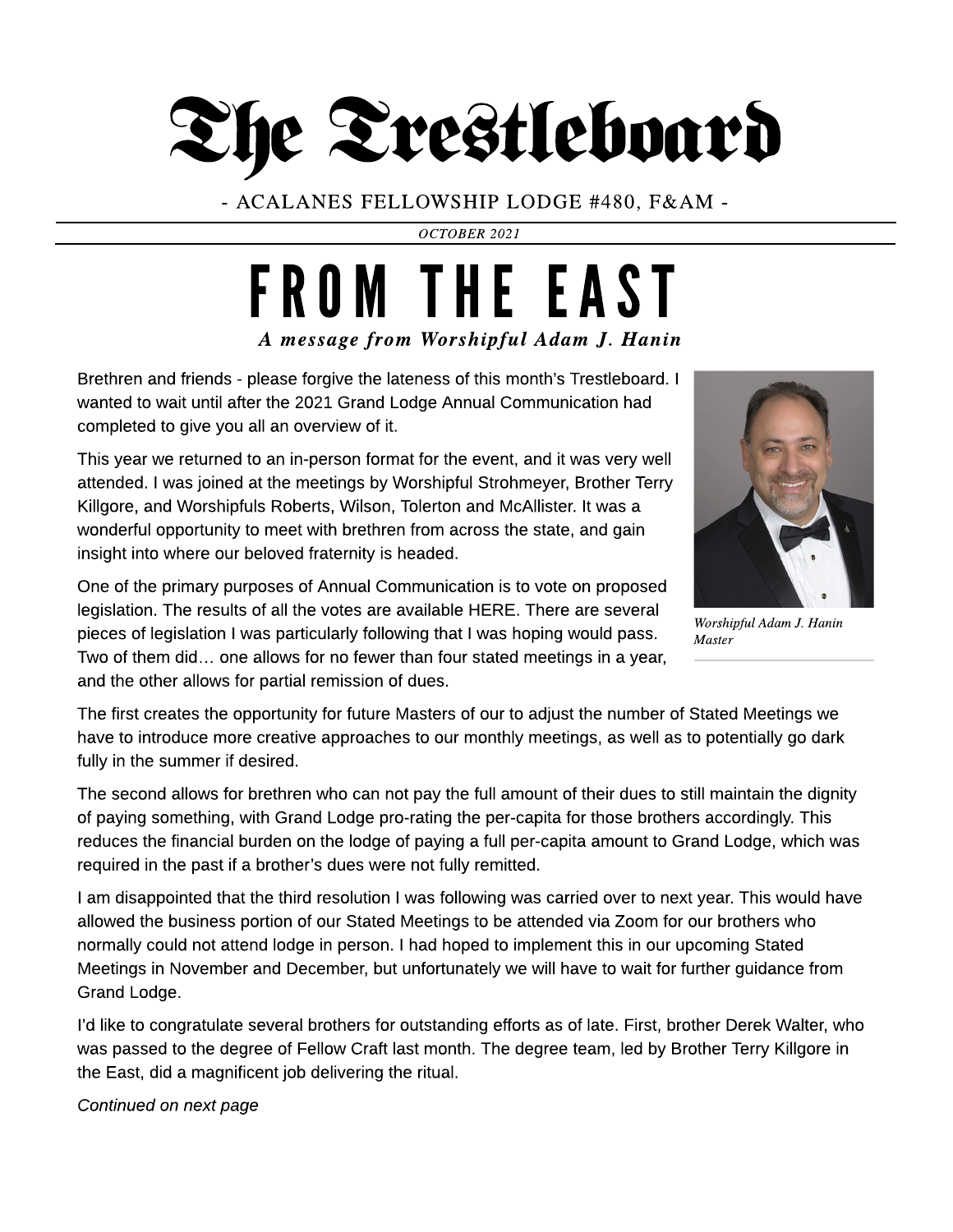# The Trestleboard

- ACALANES FELLOWSHIP LODGE #480, F&AM -

*OCTOBER 2021*

## FROM THE EAST

***A message from Worshipful Adam J. Hanin***

Brethren and friends - please forgive the lateness of this month's Trestleboard. I wanted to wait until after the 2021 Grand Lodge Annual Communication had completed to give you all an overview of it.

This year we returned to an in-person format for the event, and it was very well attended. I was joined at the meetings by Worshipful Strohmeyer, Brother Terry Killgore, and Worshipfuls Roberts, Wilson, Tolerton and McAllister. It was a wonderful opportunity to meet with brethren from across the state, and gain insight into where our beloved fraternity is headed.

One of the primary purposes of Annual Communication is to vote on proposed legislation. The results of all the votes are available HERE. There are several pieces of legislation I was particularly following that I was hoping would pass. Two of them did… one allows for no fewer than four stated meetings in a year, and the other allows for partial remission of dues.

*Worshipful Adam J. Hanin*
*Master*

The first creates the opportunity for future Masters of our to adjust the number of Stated Meetings we have to introduce more creative approaches to our monthly meetings, as well as to potentially go dark fully in the summer if desired.

The second allows for brethren who can not pay the full amount of their dues to still maintain the dignity of paying something, with Grand Lodge pro-rating the per-capita for those brothers accordingly. This reduces the financial burden on the lodge of paying a full per-capita amount to Grand Lodge, which was required in the past if a brother's dues were not fully remitted.

I am disappointed that the third resolution I was following was carried over to next year. This would have allowed the business portion of our Stated Meetings to be attended via Zoom for our brothers who normally could not attend lodge in person. I had hoped to implement this in our upcoming Stated Meetings in November and December, but unfortunately we will have to wait for further guidance from Grand Lodge.

I'd like to congratulate several brothers for outstanding efforts as of late. First, brother Derek Walter, who was passed to the degree of Fellow Craft last month. The degree team, led by Brother Terry Killgore in the East, did a magnificent job delivering the ritual.

*Continued on next page*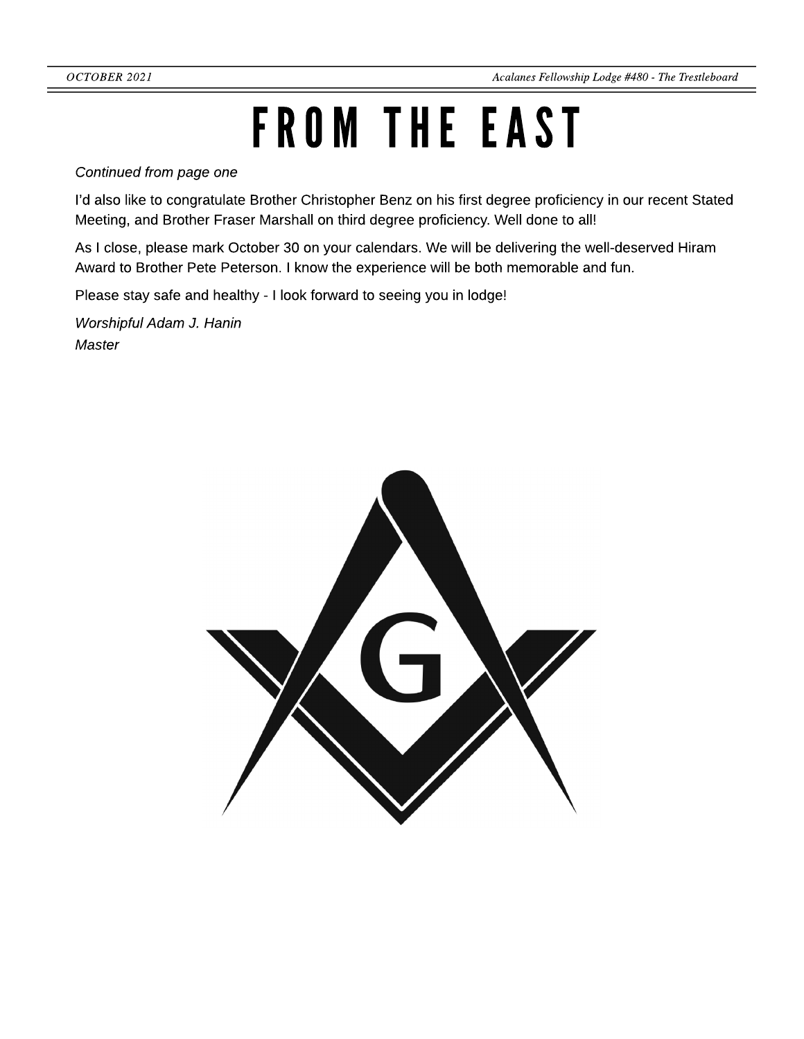# FROM THE EAST

*Continued from page one*

I'd also like to congratulate Brother Christopher Benz on his first degree proficiency in our recent Stated Meeting, and Brother Fraser Marshall on third degree proficiency. Well done to all!

As I close, please mark October 30 on your calendars. We will be delivering the well-deserved Hiram Award to Brother Pete Peterson. I know the experience will be both memorable and fun.

Please stay safe and healthy - I look forward to seeing you in lodge!

*Worshipful Adam J. Hanin*
*Master*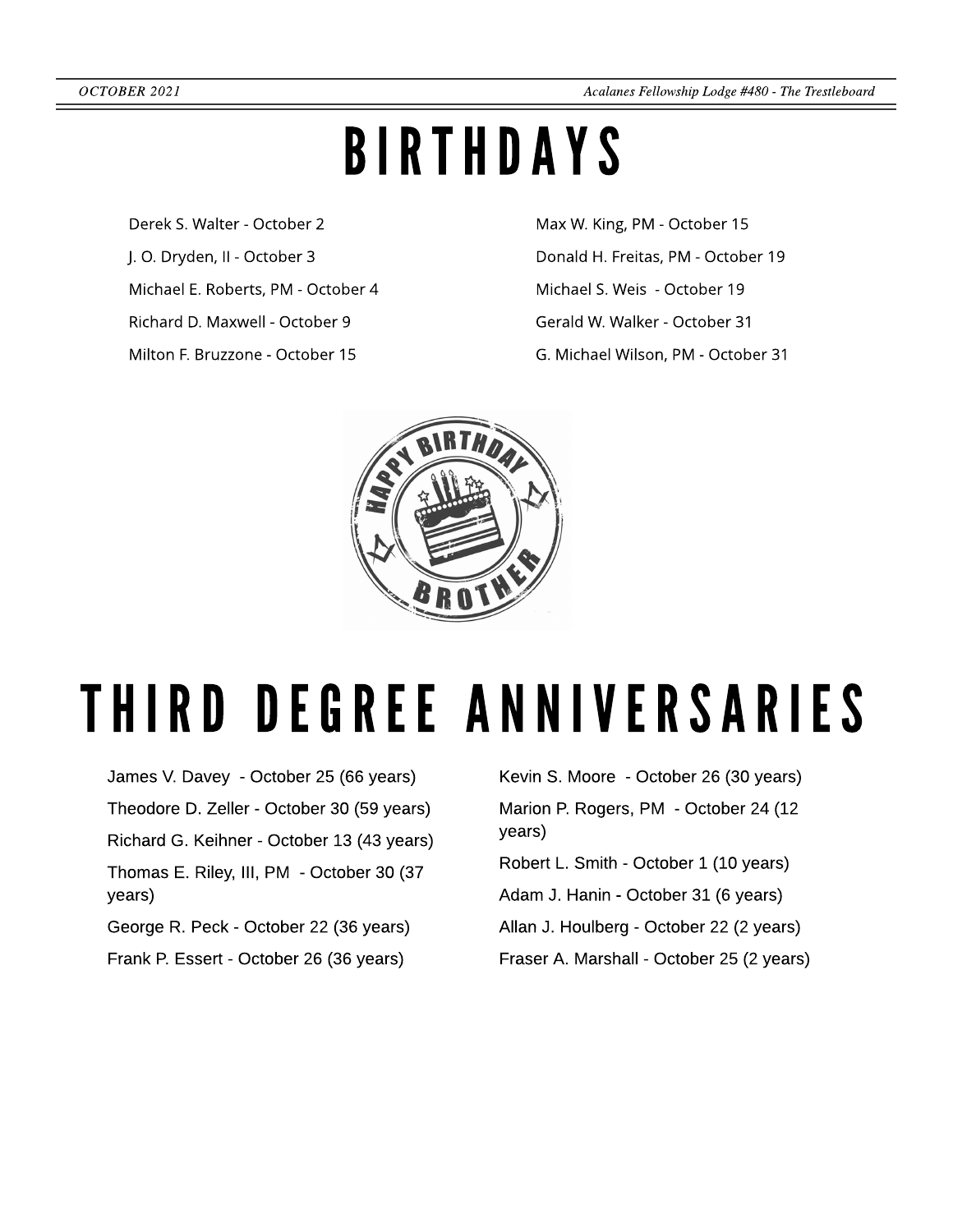# BIRTHDAYS

Derek S. Walter - October 2

J. O. Dryden, II - October 3

Michael E. Roberts, PM - October 4

Richard D. Maxwell - October 9

Milton F. Bruzzone - October 15

Max W. King, PM - October 15

Donald H. Freitas, PM - October 19

Michael S. Weis - October 19

Gerald W. Walker - October 31

G. Michael Wilson, PM - October 31

# THIRD DEGREE ANNIVERSARIES

James V. Davey - October 25 (66 years)

Theodore D. Zeller - October 30 (59 years)

Richard G. Keihner - October 13 (43 years)

Thomas E. Riley, III, PM - October 30 (37 years)

George R. Peck - October 22 (36 years)

Frank P. Essert - October 26 (36 years)

Kevin S. Moore - October 26 (30 years)

Marion P. Rogers, PM - October 24 (12 years)

Robert L. Smith - October 1 (10 years)

Adam J. Hanin - October 31 (6 years)

Allan J. Houlberg - October 22 (2 years)

Fraser A. Marshall - October 25 (2 years)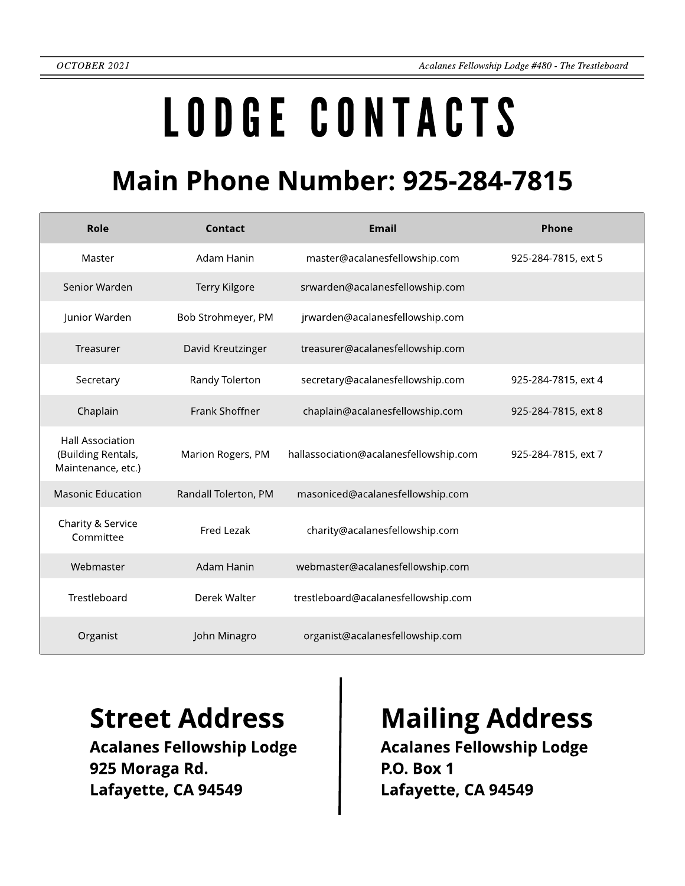# LODGE CONTACTS

## Main Phone Number: 925-284-7815

| Role | Contact | Email | Phone |
| --- | --- | --- | --- |
| Master | Adam Hanin | master@acalanesfellowship.com | 925-284-7815, ext 5 |
| Senior Warden | Terry Kilgore | srwarden@acalanesfellowship.com | |
| Junior Warden | Bob Strohmeyer, PM | jrwarden@acalanesfellowship.com | |
| Treasurer | David Kreutzinger | treasurer@acalanesfellowship.com | |
| Secretary | Randy Tolerton | secretary@acalanesfellowship.com | 925-284-7815, ext 4 |
| Chaplain | Frank Shoffner | chaplain@acalanesfellowship.com | 925-284-7815, ext 8 |
| Hall Association (Building Rentals, Maintenance, etc.) | Marion Rogers, PM | hallassociation@acalanesfellowship.com | 925-284-7815, ext 7 |
| Masonic Education | Randall Tolerton, PM | masoniced@acalanesfellowship.com | |
| Charity & Service Committee | Fred Lezak | charity@acalanesfellowship.com | |
| Webmaster | Adam Hanin | webmaster@acalanesfellowship.com | |
| Trestleboard | Derek Walter | trestleboard@acalanesfellowship.com | |
| Organist | John Minagro | organist@acalanesfellowship.com | |

## Street Address

**Acalanes Fellowship Lodge**
**925 Moraga Rd.**
**Lafayette, CA 94549**

## Mailing Address

**Acalanes Fellowship Lodge**
**P.O. Box 1**
**Lafayette, CA 94549**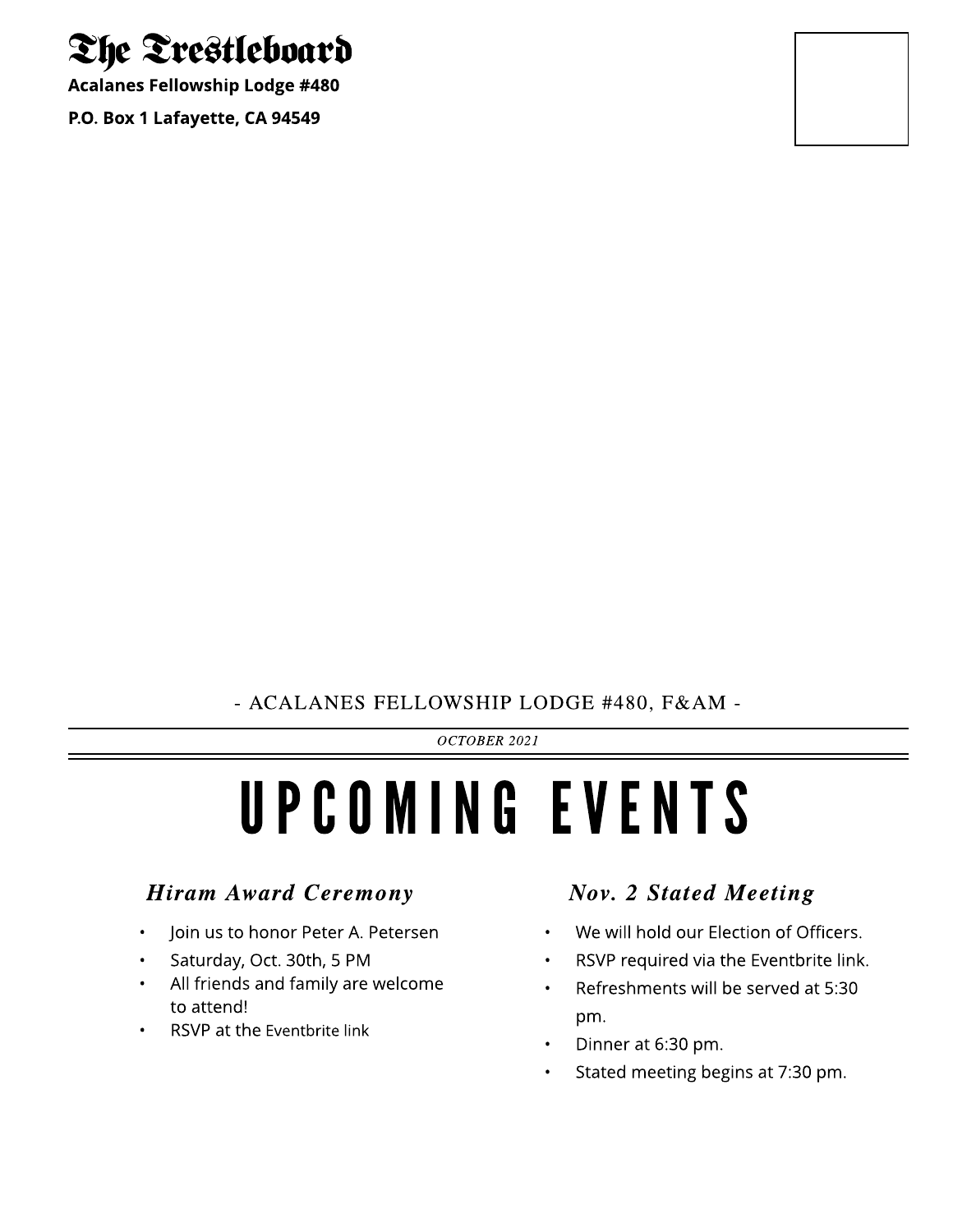# The Trestleboard

**Acalanes Fellowship Lodge #480**

**P.O. Box 1 Lafayette, CA 94549**

- ACALANES FELLOWSHIP LODGE #480, F&AM -

*OCTOBER 2021*

# UPCOMING EVENTS

### *Hiram Award Ceremony*

- Join us to honor Peter A. Petersen
- Saturday, Oct. 30th, 5 PM
- All friends and family are welcome to attend!
- RSVP at the Eventbrite link

### *Nov. 2 Stated Meeting*

- We will hold our Election of Officers.
- RSVP required via the Eventbrite link.
- Refreshments will be served at 5:30 pm.
- Dinner at 6:30 pm.
- Stated meeting begins at 7:30 pm.